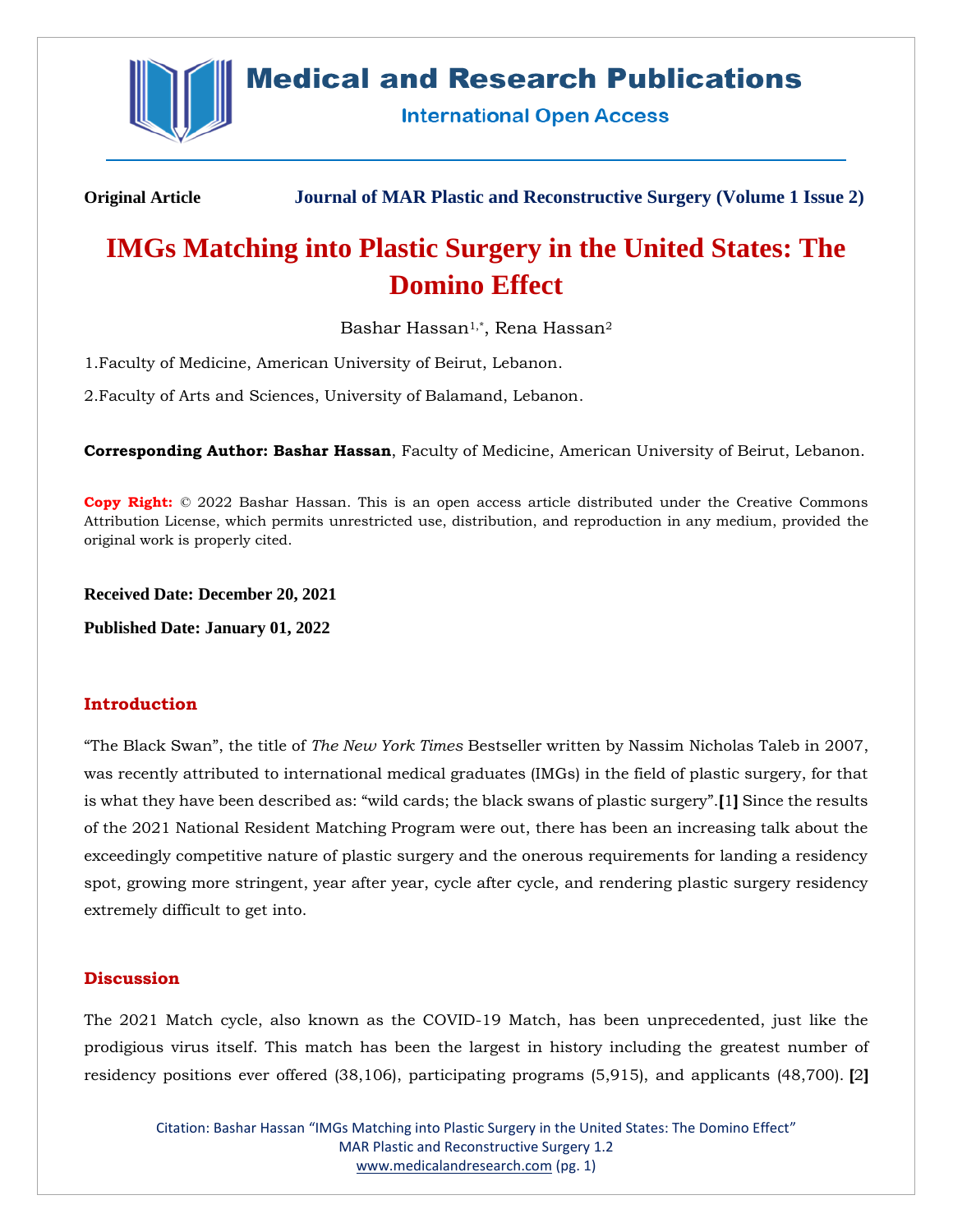**Original Article** **Journal of MAR Plastic and Reconstructive Surgery (Volume 1 Issue 2)**

# IMGs Matching into Plastic Surgery in the United States: The Domino Effect

Bashar Hassan[1,*], Rena Hassan[2]

1.Faculty of Medicine, American University of Beirut, Lebanon.

2.Faculty of Arts and Sciences, University of Balamand, Lebanon.

**Corresponding Author: Bashar Hassan**, Faculty of Medicine, American University of Beirut, Lebanon.

**Copy Right:** © 2022 Bashar Hassan. This is an open access article distributed under the Creative Commons Attribution License, which permits unrestricted use, distribution, and reproduction in any medium, provided the original work is properly cited.

**Received Date: December 20, 2021**

**Published Date: January 01, 2022**

## Introduction

"The Black Swan", the title of *The New York Times* Bestseller written by Nassim Nicholas Taleb in 2007, was recently attributed to international medical graduates (IMGs) in the field of plastic surgery, for that is what they have been described as: "wild cards; the black swans of plastic surgery".**[1]** Since the results of the 2021 National Resident Matching Program were out, there has been an increasing talk about the exceedingly competitive nature of plastic surgery and the onerous requirements for landing a residency spot, growing more stringent, year after year, cycle after cycle, and rendering plastic surgery residency extremely difficult to get into.

## Discussion

The 2021 Match cycle, also known as the COVID-19 Match, has been unprecedented, just like the prodigious virus itself. This match has been the largest in history including the greatest number of residency positions ever offered (38,106), participating programs (5,915), and applicants (48,700). **[2]**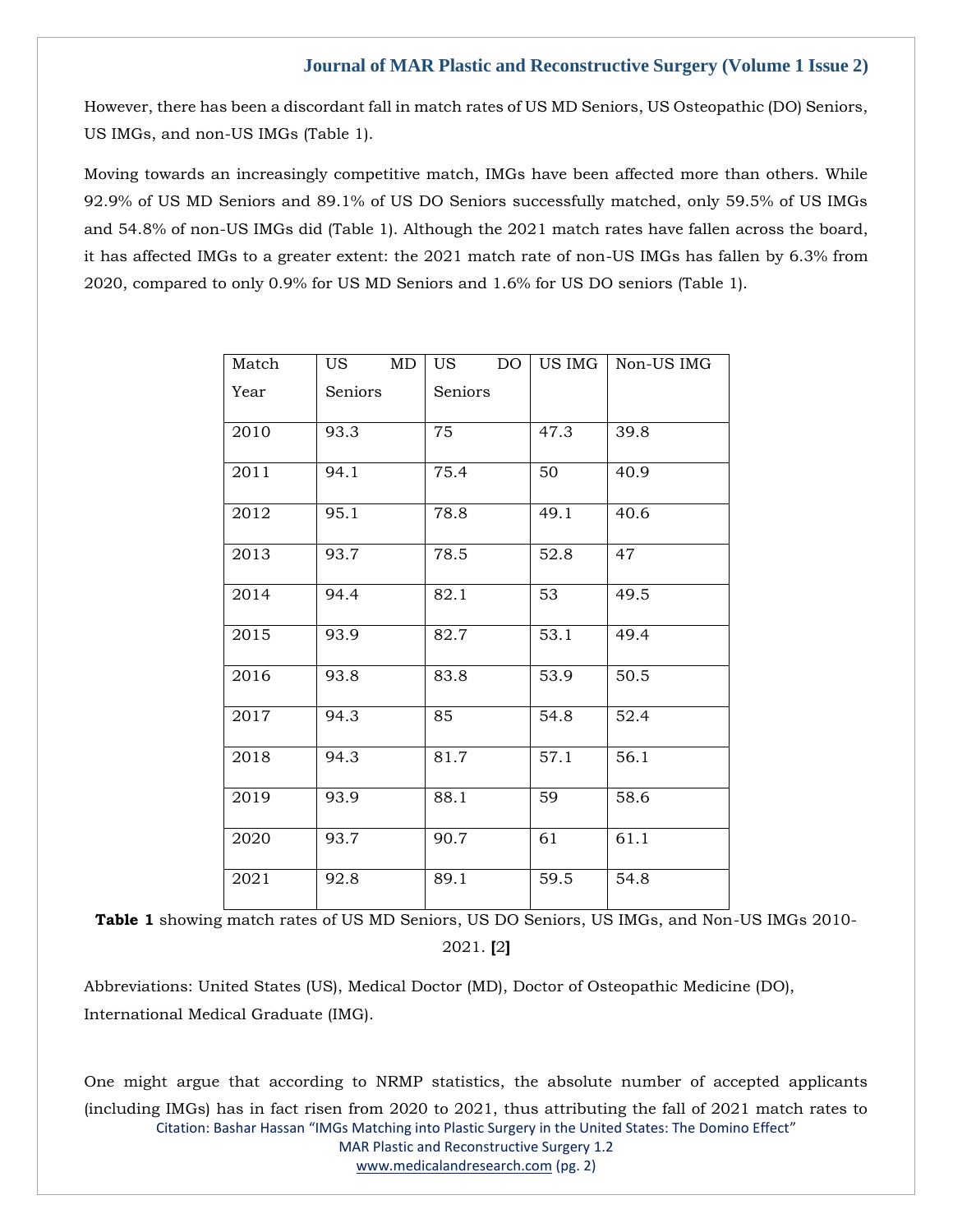However, there has been a discordant fall in match rates of US MD Seniors, US Osteopathic (DO) Seniors, US IMGs, and non-US IMGs (Table 1).

Moving towards an increasingly competitive match, IMGs have been affected more than others. While 92.9% of US MD Seniors and 89.1% of US DO Seniors successfully matched, only 59.5% of US IMGs and 54.8% of non-US IMGs did (Table 1). Although the 2021 match rates have fallen across the board, it has affected IMGs to a greater extent: the 2021 match rate of non-US IMGs has fallen by 6.3% from 2020, compared to only 0.9% for US MD Seniors and 1.6% for US DO seniors (Table 1).

| Match Year | US MD Seniors | US DO Seniors | US IMG | Non-US IMG |
|---|---|---|---|---|
| 2010 | 93.3 | 75 | 47.3 | 39.8 |
| 2011 | 94.1 | 75.4 | 50 | 40.9 |
| 2012 | 95.1 | 78.8 | 49.1 | 40.6 |
| 2013 | 93.7 | 78.5 | 52.8 | 47 |
| 2014 | 94.4 | 82.1 | 53 | 49.5 |
| 2015 | 93.9 | 82.7 | 53.1 | 49.4 |
| 2016 | 93.8 | 83.8 | 53.9 | 50.5 |
| 2017 | 94.3 | 85 | 54.8 | 52.4 |
| 2018 | 94.3 | 81.7 | 57.1 | 56.1 |
| 2019 | 93.9 | 88.1 | 59 | 58.6 |
| 2020 | 93.7 | 90.7 | 61 | 61.1 |
| 2021 | 92.8 | 89.1 | 59.5 | 54.8 |

**Table 1** showing match rates of US MD Seniors, US DO Seniors, US IMGs, and Non-US IMGs 2010-2021. **[**2**]**

Abbreviations: United States (US), Medical Doctor (MD), Doctor of Osteopathic Medicine (DO), International Medical Graduate (IMG).

One might argue that according to NRMP statistics, the absolute number of accepted applicants (including IMGs) has in fact risen from 2020 to 2021, thus attributing the fall of 2021 match rates to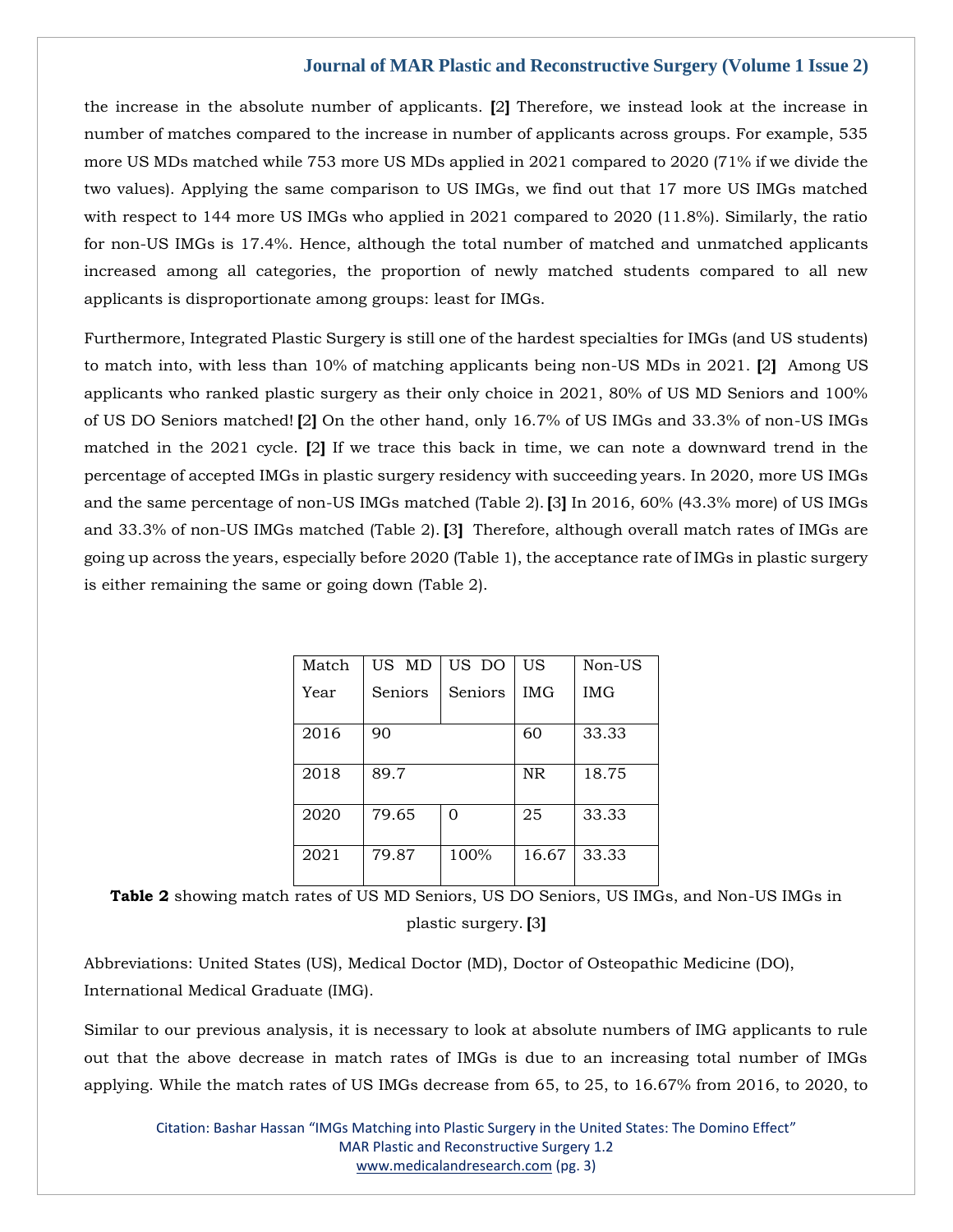the increase in the absolute number of applicants. [2] Therefore, we instead look at the increase in number of matches compared to the increase in number of applicants across groups. For example, 535 more US MDs matched while 753 more US MDs applied in 2021 compared to 2020 (71% if we divide the two values). Applying the same comparison to US IMGs, we find out that 17 more US IMGs matched with respect to 144 more US IMGs who applied in 2021 compared to 2020 (11.8%). Similarly, the ratio for non-US IMGs is 17.4%. Hence, although the total number of matched and unmatched applicants increased among all categories, the proportion of newly matched students compared to all new applicants is disproportionate among groups: least for IMGs.

Furthermore, Integrated Plastic Surgery is still one of the hardest specialties for IMGs (and US students) to match into, with less than 10% of matching applicants being non-US MDs in 2021. [2] Among US applicants who ranked plastic surgery as their only choice in 2021, 80% of US MD Seniors and 100% of US DO Seniors matched! [2] On the other hand, only 16.7% of US IMGs and 33.3% of non-US IMGs matched in the 2021 cycle. [2] If we trace this back in time, we can note a downward trend in the percentage of accepted IMGs in plastic surgery residency with succeeding years. In 2020, more US IMGs and the same percentage of non-US IMGs matched (Table 2). [3] In 2016, 60% (43.3% more) of US IMGs and 33.3% of non-US IMGs matched (Table 2). [3] Therefore, although overall match rates of IMGs are going up across the years, especially before 2020 (Table 1), the acceptance rate of IMGs in plastic surgery is either remaining the same or going down (Table 2).

| Match Year | US MD Seniors | US DO Seniors | US IMG | Non-US IMG |
|---|---|---|---|---|
| 2016 | 90 | | 60 | 33.33 |
| 2018 | 89.7 | | NR | 18.75 |
| 2020 | 79.65 | 0 | 25 | 33.33 |
| 2021 | 79.87 | 100% | 16.67 | 33.33 |

**Table 2** showing match rates of US MD Seniors, US DO Seniors, US IMGs, and Non-US IMGs in plastic surgery. [3]

Abbreviations: United States (US), Medical Doctor (MD), Doctor of Osteopathic Medicine (DO), International Medical Graduate (IMG).

Similar to our previous analysis, it is necessary to look at absolute numbers of IMG applicants to rule out that the above decrease in match rates of IMGs is due to an increasing total number of IMGs applying. While the match rates of US IMGs decrease from 65, to 25, to 16.67% from 2016, to 2020, to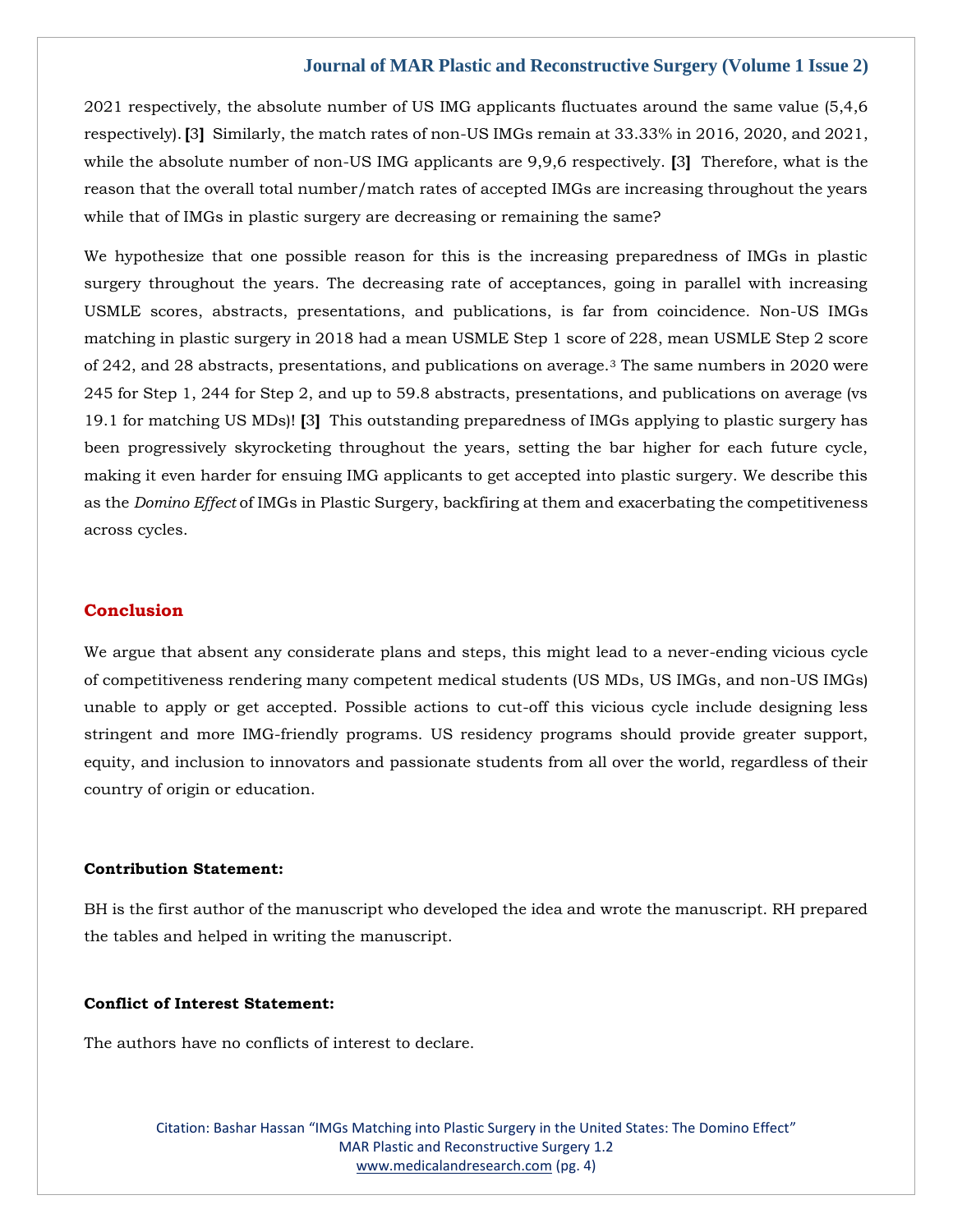2021 respectively, the absolute number of US IMG applicants fluctuates around the same value (5,4,6 respectively). [3] Similarly, the match rates of non-US IMGs remain at 33.33% in 2016, 2020, and 2021, while the absolute number of non-US IMG applicants are 9,9,6 respectively. [3] Therefore, what is the reason that the overall total number/match rates of accepted IMGs are increasing throughout the years while that of IMGs in plastic surgery are decreasing or remaining the same?

We hypothesize that one possible reason for this is the increasing preparedness of IMGs in plastic surgery throughout the years. The decreasing rate of acceptances, going in parallel with increasing USMLE scores, abstracts, presentations, and publications, is far from coincidence. Non-US IMGs matching in plastic surgery in 2018 had a mean USMLE Step 1 score of 228, mean USMLE Step 2 score of 242, and 28 abstracts, presentations, and publications on average.[3] The same numbers in 2020 were 245 for Step 1, 244 for Step 2, and up to 59.8 abstracts, presentations, and publications on average (vs 19.1 for matching US MDs)! [3] This outstanding preparedness of IMGs applying to plastic surgery has been progressively skyrocketing throughout the years, setting the bar higher for each future cycle, making it even harder for ensuing IMG applicants to get accepted into plastic surgery. We describe this as the *Domino Effect* of IMGs in Plastic Surgery, backfiring at them and exacerbating the competitiveness across cycles.

## Conclusion

We argue that absent any considerate plans and steps, this might lead to a never-ending vicious cycle of competitiveness rendering many competent medical students (US MDs, US IMGs, and non-US IMGs) unable to apply or get accepted. Possible actions to cut-off this vicious cycle include designing less stringent and more IMG-friendly programs. US residency programs should provide greater support, equity, and inclusion to innovators and passionate students from all over the world, regardless of their country of origin or education.

**Contribution Statement:**

BH is the first author of the manuscript who developed the idea and wrote the manuscript. RH prepared the tables and helped in writing the manuscript.

**Conflict of Interest Statement:**

The authors have no conflicts of interest to declare.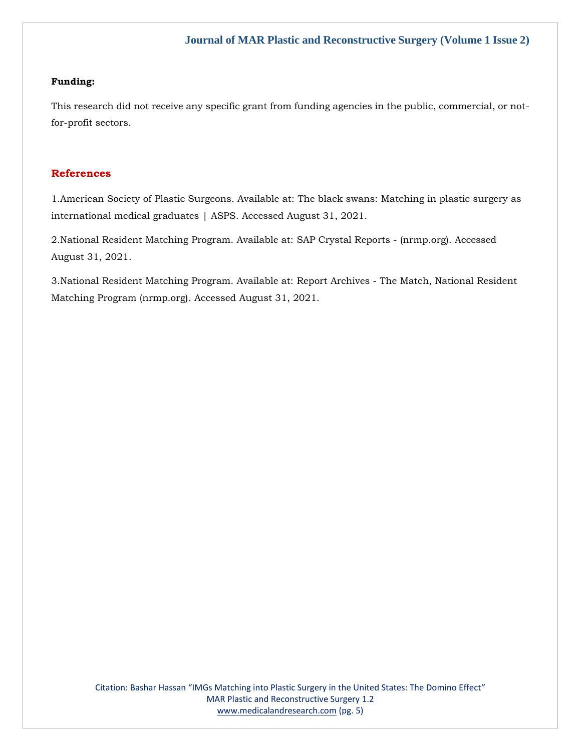**Funding:**

This research did not receive any specific grant from funding agencies in the public, commercial, or not-for-profit sectors.

## References

1.American Society of Plastic Surgeons. Available at: The black swans: Matching in plastic surgery as international medical graduates | ASPS. Accessed August 31, 2021.

2.National Resident Matching Program. Available at: SAP Crystal Reports - (nrmp.org). Accessed August 31, 2021.

3.National Resident Matching Program. Available at: Report Archives - The Match, National Resident Matching Program (nrmp.org). Accessed August 31, 2021.